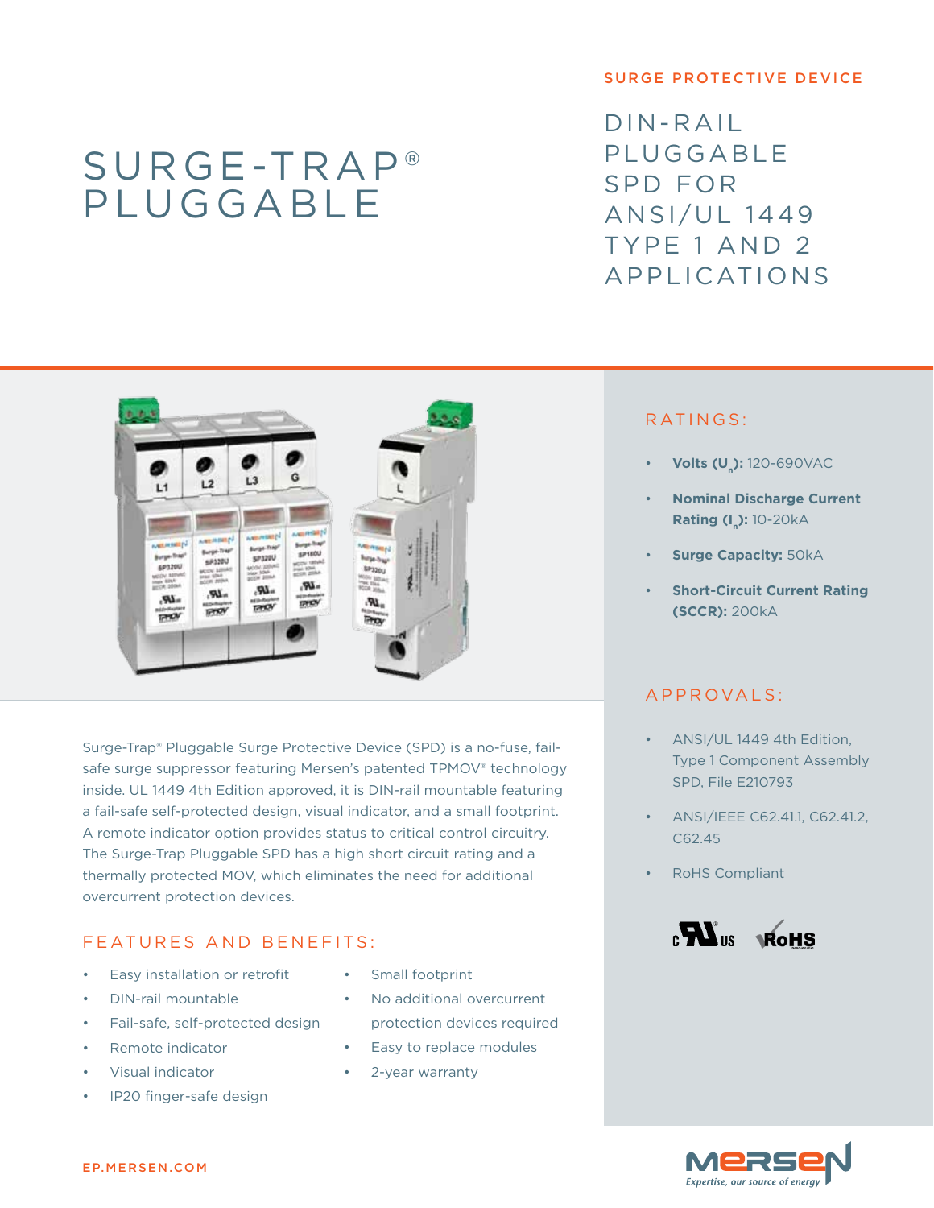# SURGE-TRAP® PLUGGABLE

SURGE PROTECTIVE DEVICE

## DIN-RAIL PLUGGABLE SPD FOR ANSI/UL 1449 TYPE 1 AND 2 APPLICATIONS

Surge-Trap® Pluggable Surge Protective Device (SPD) is a no-fuse, fail-safe surge suppressor featuring Mersen's patented TPMOV® technology inside. UL 1449 4th Edition approved, it is DIN-rail mountable featuring a fail-safe self-protected design, visual indicator, and a small footprint. A remote indicator option provides status to critical control circuitry. The Surge-Trap Pluggable SPD has a high short circuit rating and a thermally protected MOV, which eliminates the need for additional overcurrent protection devices.

## FEATURES AND BENEFITS:

- Easy installation or retrofit
- DIN-rail mountable
- Fail-safe, self-protected design
- Remote indicator
- Visual indicator
- IP20 finger-safe design
- Small footprint
- No additional overcurrent protection devices required
- Easy to replace modules
- 2-year warranty

## RATINGS:

- **Volts ($U_n$):** 120-690VAC
- **Nominal Discharge Current Rating ($I_n$):** 10-20kA
- **Surge Capacity:** 50kA
- **Short-Circuit Current Rating (SCCR):** 200kA

## APPROVALS:

- ANSI/UL 1449 4th Edition, Type 1 Component Assembly SPD, File E210793
- ANSI/IEEE C62.41.1, C62.41.2, C62.45
- RoHS Compliant

EP.MERSEN.COM

MERSEN *Expertise, our source of energy*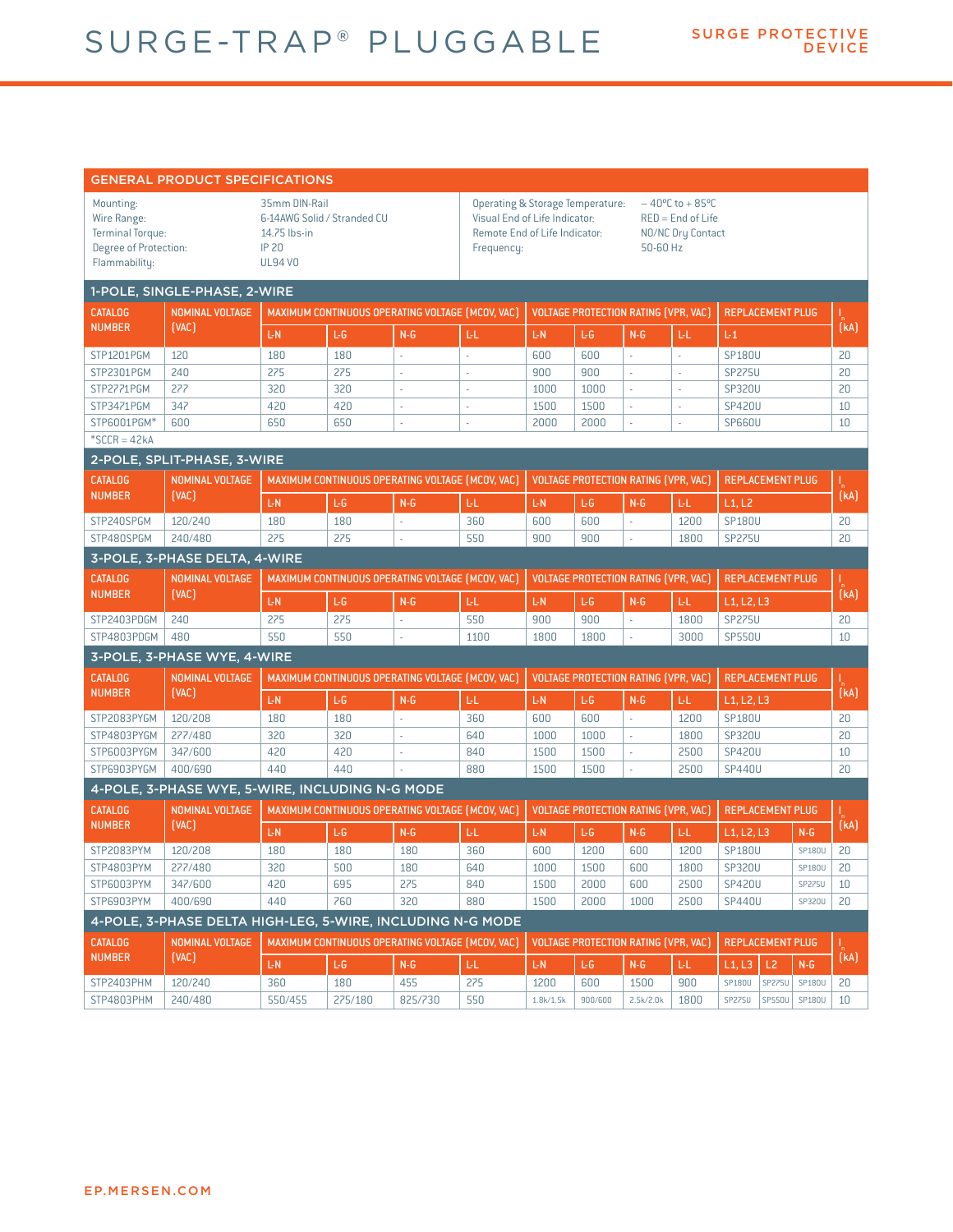# SURGE-TRAP® PLUGGABLE

**SURGE PROTECTIVE DEVICE**

## GENERAL PRODUCT SPECIFICATIONS

| | | | |
|---|---|---|---|
| Mounting: | 35mm DIN-Rail | Operating & Storage Temperature: | – 40°C to + 85°C |
| Wire Range: | 6-14AWG Solid / Stranded CU | Visual End of Life Indicator: | RED = End of Life |
| Terminal Torque: | 14.75 lbs-in | Remote End of Life Indicator: | NO/NC Dry Contact |
| Degree of Protection: | IP 20 | Frequency: | 50-60 Hz |
| Flammability: | UL94 V0 | | |

## 1-POLE, SINGLE-PHASE, 2-WIRE

| CATALOG NUMBER | NOMINAL VOLTAGE (VAC) | MAXIMUM CONTINUOUS OPERATING VOLTAGE (MCOV, VAC) | | | | VOLTAGE PROTECTION RATING (VPR, VAC) | | | | REPLACEMENT PLUG | $I_n$ (kA) |
|---|---|---|---|---|---|---|---|---|---|---|---|
| | | L-N | L-G | N-G | L-L | L-N | L-G | N-G | L-L | L-1 | |
| STP1201PGM | 120 | 180 | 180 | - | - | 600 | 600 | - | - | SP180U | 20 |
| STP2301PGM | 240 | 275 | 275 | - | - | 900 | 900 | - | - | SP275U | 20 |
| STP2771PGM | 277 | 320 | 320 | - | - | 1000 | 1000 | - | - | SP320U | 20 |
| STP3471PGM | 347 | 420 | 420 | - | - | 1500 | 1500 | - | - | SP420U | 10 |
| STP6001PGM* | 600 | 650 | 650 | - | - | 2000 | 2000 | - | - | SP660U | 10 |

*SCCR = 42kA

## 2-POLE, SPLIT-PHASE, 3-WIRE

| CATALOG NUMBER | NOMINAL VOLTAGE (VAC) | MAXIMUM CONTINUOUS OPERATING VOLTAGE (MCOV, VAC) | | | | VOLTAGE PROTECTION RATING (VPR, VAC) | | | | REPLACEMENT PLUG | $I_n$ (kA) |
|---|---|---|---|---|---|---|---|---|---|---|---|
| | | L-N | L-G | N-G | L-L | L-N | L-G | N-G | L-L | L1, L2 | |
| STP240SPGM | 120/240 | 180 | 180 | - | 360 | 600 | 600 | - | 1200 | SP180U | 20 |
| STP480SPGM | 240/480 | 275 | 275 | - | 550 | 900 | 900 | - | 1800 | SP275U | 20 |

## 3-POLE, 3-PHASE DELTA, 4-WIRE

| CATALOG NUMBER | NOMINAL VOLTAGE (VAC) | MAXIMUM CONTINUOUS OPERATING VOLTAGE (MCOV, VAC) | | | | VOLTAGE PROTECTION RATING (VPR, VAC) | | | | REPLACEMENT PLUG | $I_n$ (kA) |
|---|---|---|---|---|---|---|---|---|---|---|---|
| | | L-N | L-G | N-G | L-L | L-N | L-G | N-G | L-L | L1, L2, L3 | |
| STP2403PDGM | 240 | 275 | 275 | - | 550 | 900 | 900 | - | 1800 | SP275U | 20 |
| STP4803PDGM | 480 | 550 | 550 | - | 1100 | 1800 | 1800 | - | 3000 | SP550U | 10 |

## 3-POLE, 3-PHASE WYE, 4-WIRE

| CATALOG NUMBER | NOMINAL VOLTAGE (VAC) | MAXIMUM CONTINUOUS OPERATING VOLTAGE (MCOV, VAC) | | | | VOLTAGE PROTECTION RATING (VPR, VAC) | | | | REPLACEMENT PLUG | $I_n$ (kA) |
|---|---|---|---|---|---|---|---|---|---|---|---|
| | | L-N | L-G | N-G | L-L | L-N | L-G | N-G | L-L | L1, L2, L3 | |
| STP2083PYGM | 120/208 | 180 | 180 | - | 360 | 600 | 600 | - | 1200 | SP180U | 20 |
| STP4803PYGM | 277/480 | 320 | 320 | - | 640 | 1000 | 1000 | - | 1800 | SP320U | 20 |
| STP6003PYGM | 347/600 | 420 | 420 | - | 840 | 1500 | 1500 | - | 2500 | SP420U | 10 |
| STP6903PYGM | 400/690 | 440 | 440 | - | 880 | 1500 | 1500 | - | 2500 | SP440U | 20 |

## 4-POLE, 3-PHASE WYE, 5-WIRE, INCLUDING N-G MODE

| CATALOG NUMBER | NOMINAL VOLTAGE (VAC) | MAXIMUM CONTINUOUS OPERATING VOLTAGE (MCOV, VAC) | | | | VOLTAGE PROTECTION RATING (VPR, VAC) | | | | REPLACEMENT PLUG | | $I_n$ (kA) |
|---|---|---|---|---|---|---|---|---|---|---|---|---|
| | | L-N | L-G | N-G | L-L | L-N | L-G | N-G | L-L | L1, L2, L3 | N-G | |
| STP2083PYM | 120/208 | 180 | 180 | 180 | 360 | 600 | 1200 | 600 | 1200 | SP180U | SP180U | 20 |
| STP4803PYM | 277/480 | 320 | 500 | 180 | 640 | 1000 | 1500 | 600 | 1800 | SP320U | SP180U | 20 |
| STP6003PYM | 347/600 | 420 | 695 | 275 | 840 | 1500 | 2000 | 600 | 2500 | SP420U | SP275U | 10 |
| STP6903PYM | 400/690 | 440 | 760 | 320 | 880 | 1500 | 2000 | 1000 | 2500 | SP440U | SP320U | 20 |

## 4-POLE, 3-PHASE DELTA HIGH-LEG, 5-WIRE, INCLUDING N-G MODE

| CATALOG NUMBER | NOMINAL VOLTAGE (VAC) | MAXIMUM CONTINUOUS OPERATING VOLTAGE (MCOV, VAC) | | | | VOLTAGE PROTECTION RATING (VPR, VAC) | | | | REPLACEMENT PLUG | | | $I_n$ (kA) |
|---|---|---|---|---|---|---|---|---|---|---|---|---|---|
| | | L-N | L-G | N-G | L-L | L-N | L-G | N-G | L-L | L1, L3 | L2 | N-G | |
| STP2403PHM | 120/240 | 360 | 180 | 455 | 275 | 1200 | 600 | 1500 | 900 | SP180U | SP275U | SP180U | 20 |
| STP4803PHM | 240/480 | 550/455 | 275/180 | 825/730 | 550 | 1.8k/1.5k | 900/600 | 2.5k/2.0k | 1800 | SP275U | SP550U | SP180U | 10 |

EP.MERSEN.COM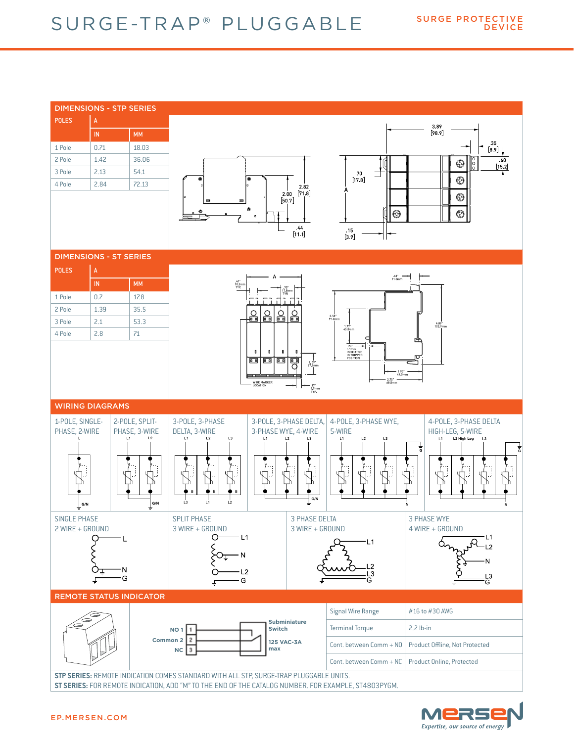# SURGE-TRAP® PLUGGABLE

SURGE PROTECTIVE DEVICE

## DIMENSIONS - STP SERIES

| POLES | A IN | A MM |
|---|---|---|
| 1 Pole | 0.71 | 18.03 |
| 2 Pole | 1.42 | 36.06 |
| 3 Pole | 2.13 | 54.1 |
| 4 Pole | 2.84 | 72.13 |

2.00 [50.7]
2.82 [71.8]
.44 [11.1]
3.89 [98.9]
.35 [8.9]
.60 [15.2]
.70 [17.8]
A
.15 [3.9]

## DIMENSIONS - ST SERIES

| POLES | A IN | A MM |
|---|---|---|
| 1 Pole | 0.7 | 17.8 |
| 2 Pole | 1.39 | 35.5 |
| 3 Pole | 2.1 | 53.3 |
| 4 Pole | 2.8 | 71 |

A
.41" 10.5mm TYP.
.70" 17.8mm TYP.
1.09" 27.7mm
.27" 6.9mm TYP.
WIRE MARKER LOCATION
.43" 11.0mm
3.58" 91.0mm
1.77" 45.3mm
4.09" 103.9mm
.20" 5.1mm INDICATOR IN TRIPPED POSITION
1.93" 49.3mm
2.70" 68.5mm

## WIRING DIAGRAMS

1-POLE, SINGLE-PHASE, 2-WIRE
L
G/N

2-POLE, SPLIT-PHASE, 3-WIRE
L1 L2
G/N

3-POLE, 3-PHASE DELTA, 3-WIRE
L1 L2 L3
B B B
L3 L1 L2

3-POLE, 3-PHASE DELTA, 3-PHASE WYE, 4-WIRE
L1 L2 L3
G/N

4-POLE, 3-PHASE WYE, 5-WIRE
L1 L2 L3
G
N

4-POLE, 3-PHASE DELTA HIGH-LEG, 5-WIRE
L1 L2 High Leg L3
G
N

SINGLE PHASE
2 WIRE + GROUND
L
N
G

SPLIT PHASE
3 WIRE + GROUND
L1
N
L2
G

3 PHASE DELTA
3 WIRE + GROUND
L1
L2
L3
G

3 PHASE WYE
4 WIRE + GROUND
L1
L2
N
L3
G

## REMOTE STATUS INDICATOR

NO 1
Common 2
NC 3

Subminiature Switch

125 VAC-3A max

| | |
|---|---|
| Signal Wire Range | #16 to #30 AWG |
| Terminal Torque | 2.2 lb-in |
| Cont. between Comm + NO | Product Offline, Not Protected |
| Cont. between Comm + NC | Product Online, Protected |

**STP SERIES:** REMOTE INDICATION COMES STANDARD WITH ALL STP, SURGE-TRAP PLUGGABLE UNITS.

**ST SERIES:** FOR REMOTE INDICATION, ADD "M" TO THE END OF THE CATALOG NUMBER. FOR EXAMPLE, ST4803PYGM.

EP.MERSEN.COM

MERSEN *Expertise, our source of energy*